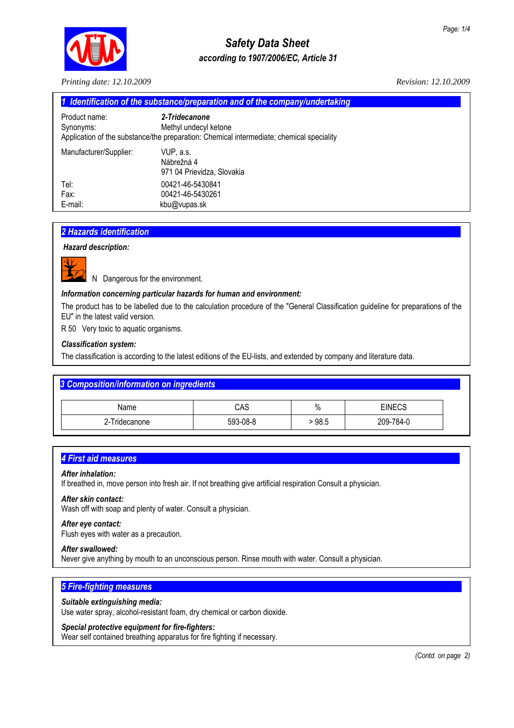# Safety Data Sheet

### according to 1907/2006/EC, Article 31

*Printing date: 12.10.2009* *Revision: 12.10.2009*

## 1 Identification of the substance/preparation and of the company/undertaking

Product name: ***2-Tridecanone***
Synonyms: Methyl undecyl ketone
Application of the substance/the preparation: Chemical intermediate; chemical speciality

Manufacturer/Supplier: VUP, a.s.
Nábrežná 4
971 04 Prievidza, Slovakia

Tel: 00421-46-5430841
Fax: 00421-46-5430261
E-mail: kbu@vupas.sk

## 2 Hazards identification

***Hazard description:***

N Dangerous for the environment.

***Information concerning particular hazards for human and environment:***

The product has to be labelled due to the calculation procedure of the "General Classification guideline for preparations of the EU" in the latest valid version.

R 50 Very toxic to aquatic organisms.

***Classification system:***

The classification is according to the latest editions of the EU-lists, and extended by company and literature data.

## 3 Composition/information on ingredients

| Name | CAS | % | EINECS |
|---|---|---|---|
| 2-Tridecanone | 593-08-8 | > 98.5 | 209-784-0 |

## 4 First aid measures

***After inhalation:***
If breathed in, move person into fresh air. If not breathing give artificial respiration Consult a physician.

***After skin contact:***
Wash off with soap and plenty of water. Consult a physician.

***After eye contact:***
Flush eyes with water as a precaution.

***After swallowed:***
Never give anything by mouth to an unconscious person. Rinse mouth with water. Consult a physician.

## 5 Fire-fighting measures

***Suitable extinguishing media:***
Use water spray, alcohol-resistant foam, dry chemical or carbon dioxide.

***Special protective equipment for fire-fighters:***
Wear self contained breathing apparatus for fire fighting if necessary.

*(Contd. on page 2)*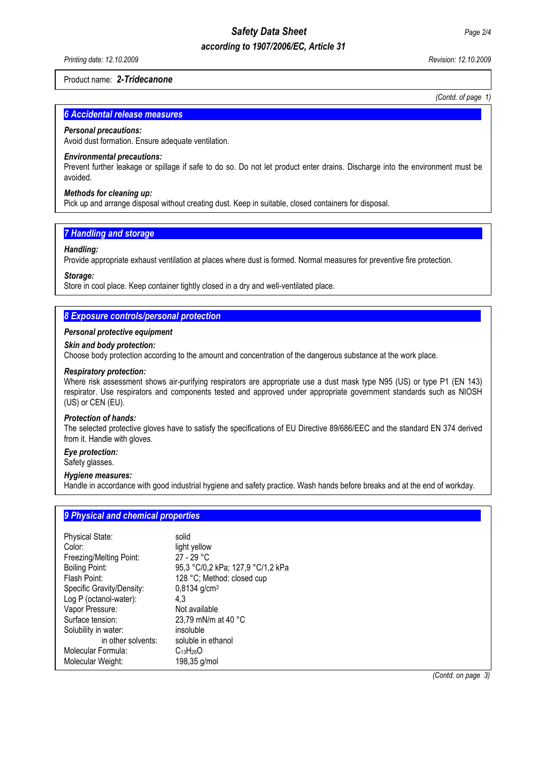Product name: ***2-Tridecanone***

*(Contd. of page 1)*

## *6 Accidental release measures*

***Personal precautions:***
Avoid dust formation. Ensure adequate ventilation.

***Environmental precautions:***
Prevent further leakage or spillage if safe to do so. Do not let product enter drains. Discharge into the environment must be avoided.

***Methods for cleaning up:***
Pick up and arrange disposal without creating dust. Keep in suitable, closed containers for disposal.

## *7 Handling and storage*

***Handling:***
Provide appropriate exhaust ventilation at places where dust is formed. Normal measures for preventive fire protection.

***Storage:***
Store in cool place. Keep container tightly closed in a dry and well-ventilated place.

## *8 Exposure controls/personal protection*

***Personal protective equipment***

***Skin and body protection:***
Choose body protection according to the amount and concentration of the dangerous substance at the work place.

***Respiratory protection:***
Where risk assessment shows air-purifying respirators are appropriate use a dust mask type N95 (US) or type P1 (EN 143) respirator. Use respirators and components tested and approved under appropriate government standards such as NIOSH (US) or CEN (EU).

***Protection of hands:***
The selected protective gloves have to satisfy the specifications of EU Directive 89/686/EEC and the standard EN 374 derived from it. Handle with gloves.

***Eye protection:***
Safety glasses.

***Hygiene measures:***
Handle in accordance with good industrial hygiene and safety practice. Wash hands before breaks and at the end of workday.

## *9 Physical and chemical properties*

| | |
|---|---|
| Physical State: | solid |
| Color: | light yellow |
| Freezing/Melting Point: | 27 - 29 °C |
| Boiling Point: | 95,3 °C/0,2 kPa; 127,9 °C/1,2 kPa |
| Flash Point: | 128 °C; Method: closed cup |
| Specific Gravity/Density: | 0,8134 g/cm$^3$ |
| Log P (octanol-water): | 4,3 |
| Vapor Pressure: | Not available |
| Surface tension: | 23,79 mN/m at 40 °C |
| Solubility in water: | insoluble |
| in other solvents: | soluble in ethanol |
| Molecular Formula: | $C_{13}H_{26}O$ |
| Molecular Weight: | 198,35 g/mol |

*(Contd. on page 3)*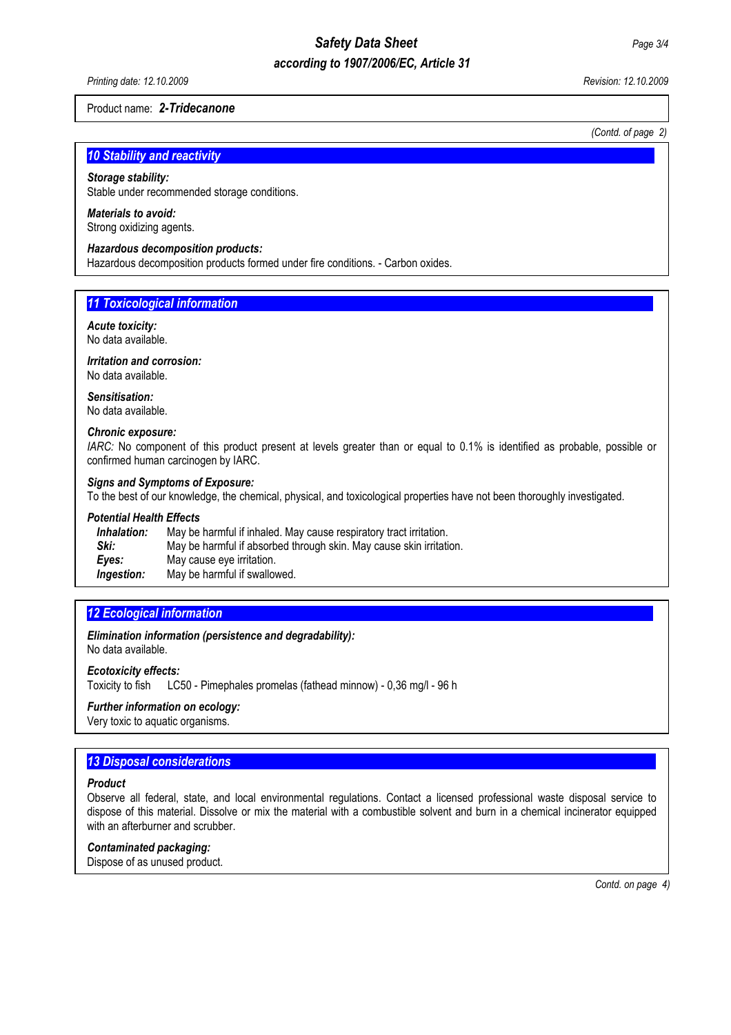Product name: ***2-Tridecanone***

(Contd. of page 2)

## 10 Stability and reactivity

***Storage stability:***
Stable under recommended storage conditions.

***Materials to avoid:***
Strong oxidizing agents.

***Hazardous decomposition products:***
Hazardous decomposition products formed under fire conditions. - Carbon oxides.

## 11 Toxicological information

***Acute toxicity:***
No data available.

***Irritation and corrosion:***
No data available.

***Sensitisation:***
No data available.

***Chronic exposure:***
*IARC:* No component of this product present at levels greater than or equal to 0.1% is identified as probable, possible or confirmed human carcinogen by IARC.

***Signs and Symptoms of Exposure:***
To the best of our knowledge, the chemical, physical, and toxicological properties have not been thoroughly investigated.

***Potential Health Effects***

| | |
|---|---|
| ***Inhalation:*** | May be harmful if inhaled. May cause respiratory tract irritation. |
| ***Ski:*** | May be harmful if absorbed through skin. May cause skin irritation. |
| ***Eyes:*** | May cause eye irritation. |
| ***Ingestion:*** | May be harmful if swallowed. |

## 12 Ecological information

***Elimination information (persistence and degradability):***
No data available.

***Ecotoxicity effects:***
Toxicity to fish LC50 - Pimephales promelas (fathead minnow) - 0,36 mg/l - 96 h

***Further information on ecology:***
Very toxic to aquatic organisms.

## 13 Disposal considerations

***Product***
Observe all federal, state, and local environmental regulations. Contact a licensed professional waste disposal service to dispose of this material. Dissolve or mix the material with a combustible solvent and burn in a chemical incinerator equipped with an afterburner and scrubber.

***Contaminated packaging:***
Dispose of as unused product.

Contd. on page 4)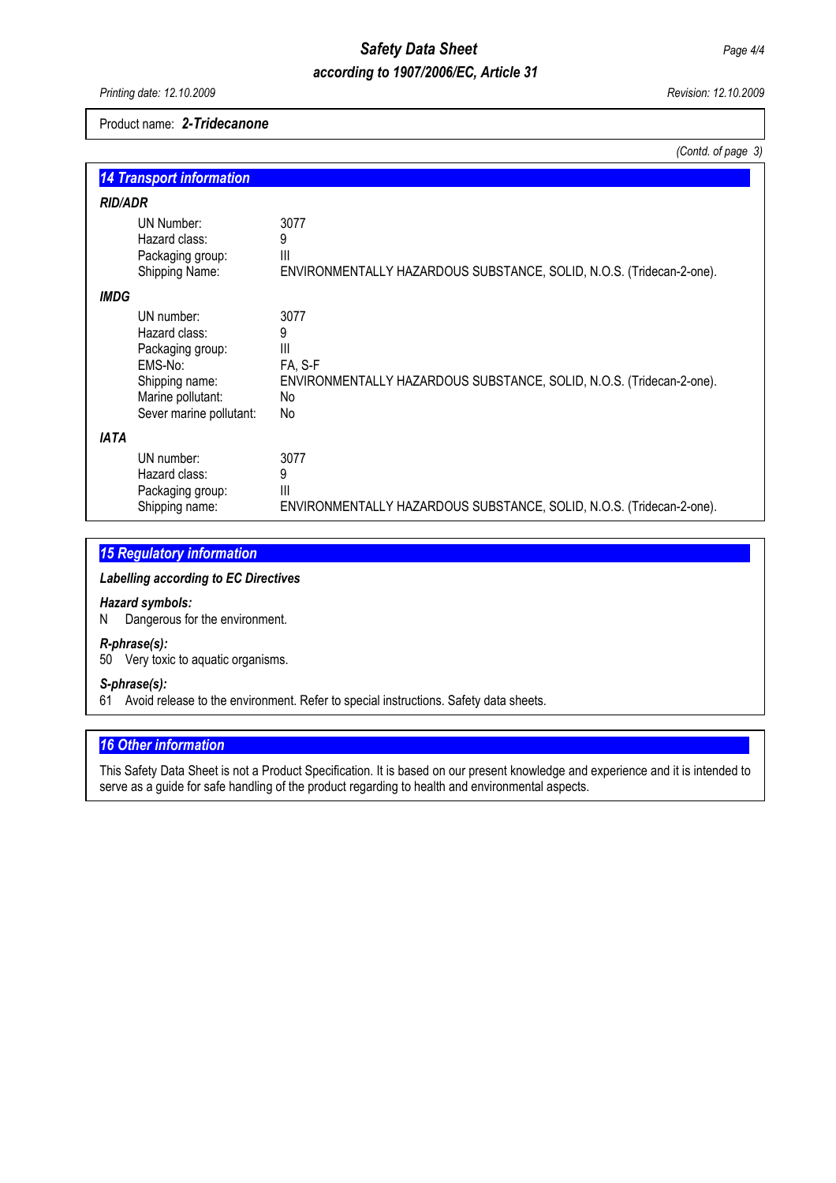Product name: **2-Tridecanone**

*(Contd. of page 3)*

## 14 Transport information

### RID/ADR

| | |
|---|---|
| UN Number: | 3077 |
| Hazard class: | 9 |
| Packaging group: | III |
| Shipping Name: | ENVIRONMENTALLY HAZARDOUS SUBSTANCE, SOLID, N.O.S. (Tridecan-2-one). |

### IMDG

| | |
|---|---|
| UN number: | 3077 |
| Hazard class: | 9 |
| Packaging group: | III |
| EMS-No: | FA, S-F |
| Shipping name: | ENVIRONMENTALLY HAZARDOUS SUBSTANCE, SOLID, N.O.S. (Tridecan-2-one). |
| Marine pollutant: | No |
| Sever marine pollutant: | No |

### IATA

| | |
|---|---|
| UN number: | 3077 |
| Hazard class: | 9 |
| Packaging group: | III |
| Shipping name: | ENVIRONMENTALLY HAZARDOUS SUBSTANCE, SOLID, N.O.S. (Tridecan-2-one). |

## 15 Regulatory information

***Labelling according to EC Directives***

***Hazard symbols:***
N Dangerous for the environment.

***R-phrase(s):***
50 Very toxic to aquatic organisms.

***S-phrase(s):***
61 Avoid release to the environment. Refer to special instructions. Safety data sheets.

## 16 Other information

This Safety Data Sheet is not a Product Specification. It is based on our present knowledge and experience and it is intended to serve as a guide for safe handling of the product regarding to health and environmental aspects.